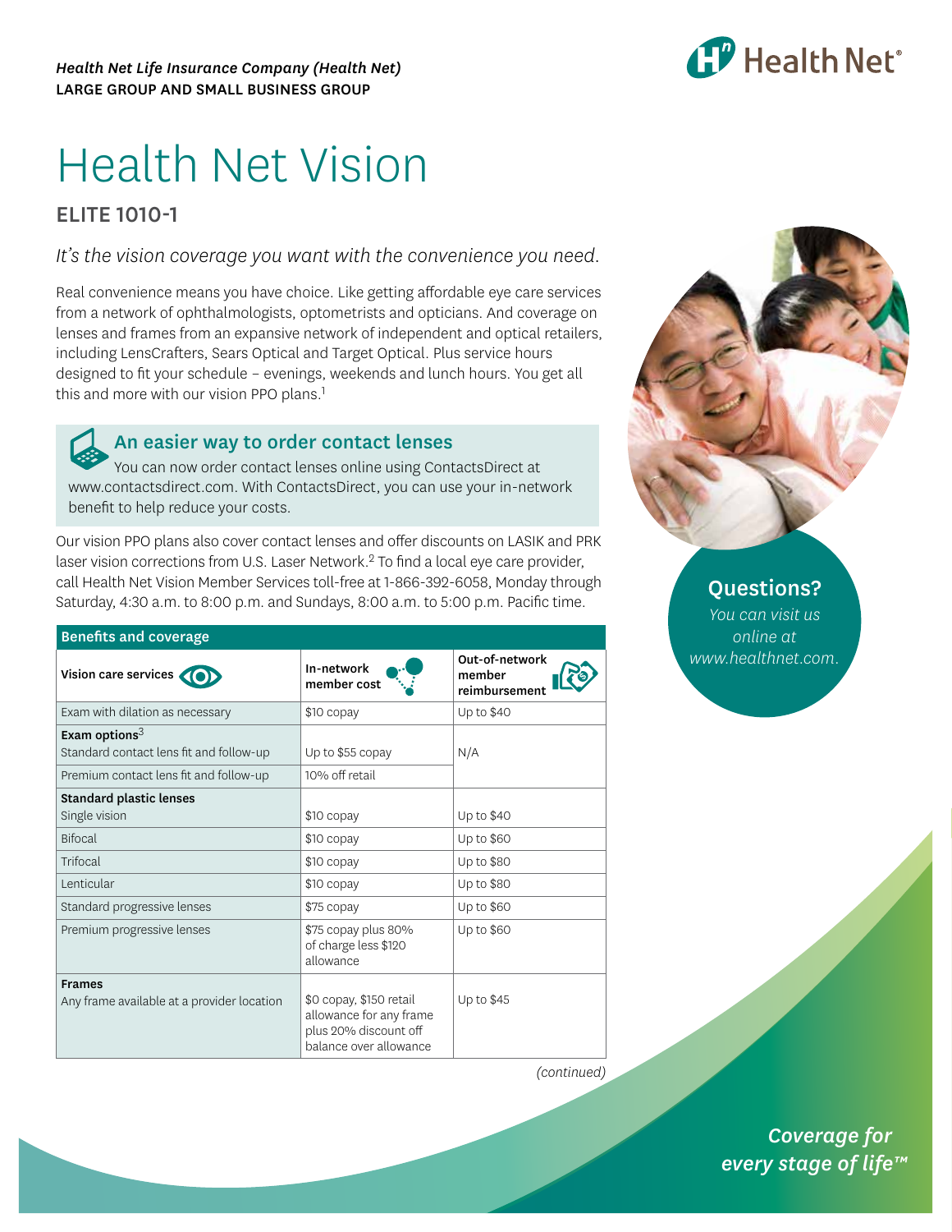*Health Net Life Insurance Company (Health Net)*
LARGE GROUP AND SMALL BUSINESS GROUP

# Health Net Vision

## ELITE 1010-1

*It's the vision coverage you want with the convenience you need.*

Real convenience means you have choice. Like getting affordable eye care services from a network of ophthalmologists, optometrists and opticians. And coverage on lenses and frames from an expansive network of independent and optical retailers, including LensCrafters, Sears Optical and Target Optical. Plus service hours designed to fit your schedule – evenings, weekends and lunch hours. You get all this and more with our vision PPO plans.[1]

### An easier way to order contact lenses

You can now order contact lenses online using ContactsDirect at www.contactsdirect.com. With ContactsDirect, you can use your in-network benefit to help reduce your costs.

Our vision PPO plans also cover contact lenses and offer discounts on LASIK and PRK laser vision corrections from U.S. Laser Network.[2] To find a local eye care provider, call Health Net Vision Member Services toll-free at 1-866-392-6058, Monday through Saturday, 4:30 a.m. to 8:00 p.m. and Sundays, 8:00 a.m. to 5:00 p.m. Pacific time.

**Questions?**
*You can visit us online at www.healthnet.com.*

**Benefits and coverage**

| Vision care services | In-network member cost | Out-of-network member reimbursement |
|---|---|---|
| Exam with dilation as necessary | $10 copay | Up to $40 |
| **Exam options**[3] | | |
| Standard contact lens fit and follow-up | Up to $55 copay | N/A |
| Premium contact lens fit and follow-up | 10% off retail | N/A |
| **Standard plastic lenses** | | |
| Single vision | $10 copay | Up to $40 |
| Bifocal | $10 copay | Up to $60 |
| Trifocal | $10 copay | Up to $80 |
| Lenticular | $10 copay | Up to $80 |
| Standard progressive lenses | $75 copay | Up to $60 |
| Premium progressive lenses | $75 copay plus 80% of charge less $120 allowance | Up to $60 |
| **Frames** | | |
| Any frame available at a provider location | $0 copay, $150 retail allowance for any frame plus 20% discount off balance over allowance | Up to $45 |

*(continued)*

*Coverage for every stage of life™*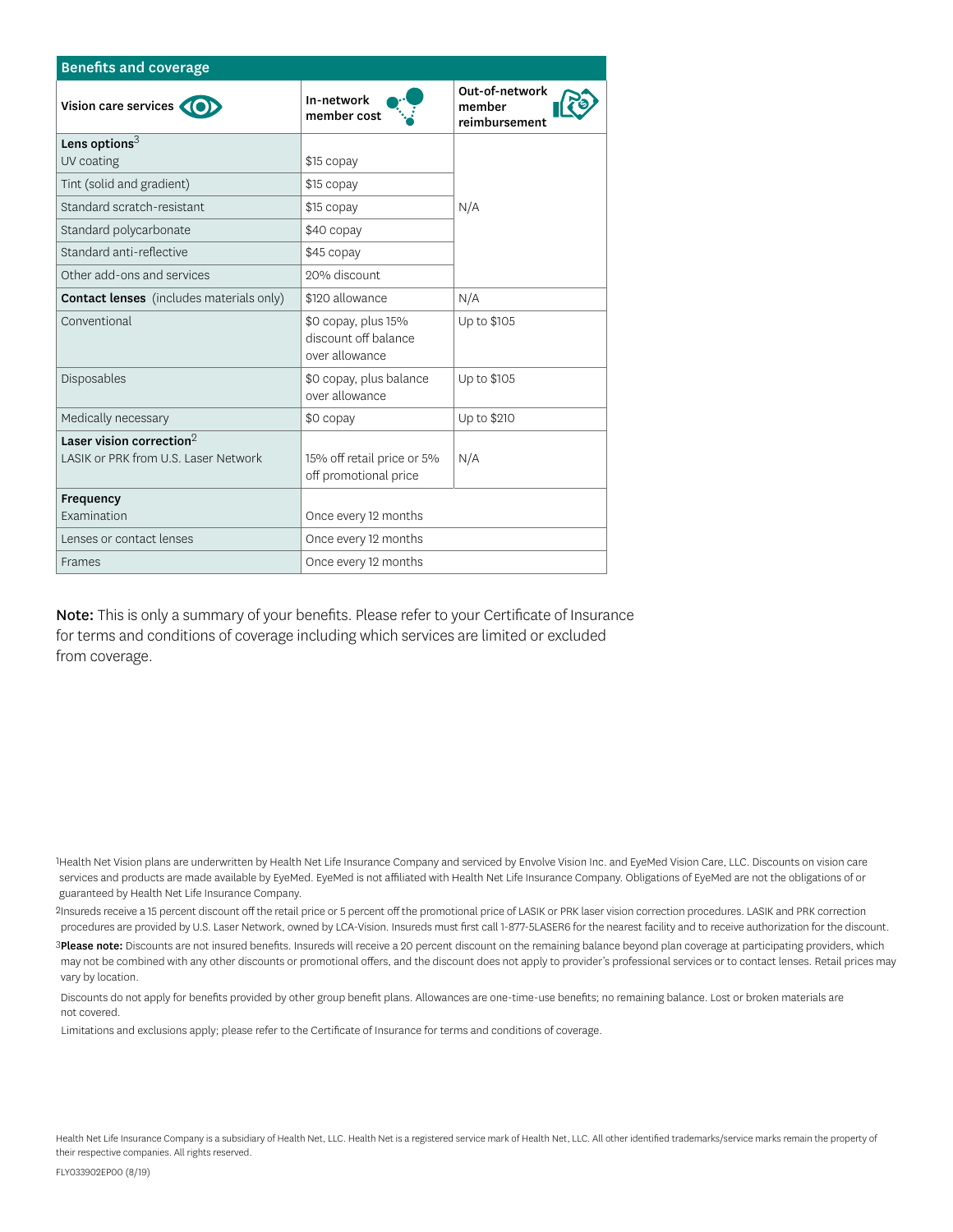| Benefits and coverage | | |
|---|---|---|
| **Vision care services** | **In-network member cost** | **Out-of-network member reimbursement** |
| **Lens options**[3] | | |
| UV coating | $15 copay | N/A |
| Tint (solid and gradient) | $15 copay | |
| Standard scratch-resistant | $15 copay | |
| Standard polycarbonate | $40 copay | |
| Standard anti-reflective | $45 copay | |
| Other add-ons and services | 20% discount | |
| **Contact lenses** (includes materials only) | $120 allowance | N/A |
| Conventional | $0 copay, plus 15% discount off balance over allowance | Up to $105 |
| Disposables | $0 copay, plus balance over allowance | Up to $105 |
| Medically necessary | $0 copay | Up to $210 |
| **Laser vision correction**[2] | | |
| LASIK or PRK from U.S. Laser Network | 15% off retail price or 5% off promotional price | N/A |
| **Frequency** | | |
| Examination | Once every 12 months | |
| Lenses or contact lenses | Once every 12 months | |
| Frames | Once every 12 months | |

**Note:** This is only a summary of your benefits. Please refer to your Certificate of Insurance for terms and conditions of coverage including which services are limited or excluded from coverage.

[1]Health Net Vision plans are underwritten by Health Net Life Insurance Company and serviced by Envolve Vision Inc. and EyeMed Vision Care, LLC. Discounts on vision care services and products are made available by EyeMed. EyeMed is not affiliated with Health Net Life Insurance Company. Obligations of EyeMed are not the obligations of or guaranteed by Health Net Life Insurance Company.

[2]Insureds receive a 15 percent discount off the retail price or 5 percent off the promotional price of LASIK or PRK laser vision correction procedures. LASIK and PRK correction procedures are provided by U.S. Laser Network, owned by LCA-Vision. Insureds must first call 1-877-5LASER6 for the nearest facility and to receive authorization for the discount.

[3]**Please note:** Discounts are not insured benefits. Insureds will receive a 20 percent discount on the remaining balance beyond plan coverage at participating providers, which may not be combined with any other discounts or promotional offers, and the discount does not apply to provider's professional services or to contact lenses. Retail prices may vary by location.

Discounts do not apply for benefits provided by other group benefit plans. Allowances are one-time-use benefits; no remaining balance. Lost or broken materials are not covered.

Limitations and exclusions apply; please refer to the Certificate of Insurance for terms and conditions of coverage.

Health Net Life Insurance Company is a subsidiary of Health Net, LLC. Health Net is a registered service mark of Health Net, LLC. All other identified trademarks/service marks remain the property of their respective companies. All rights reserved.

FLY033902EP00 (8/19)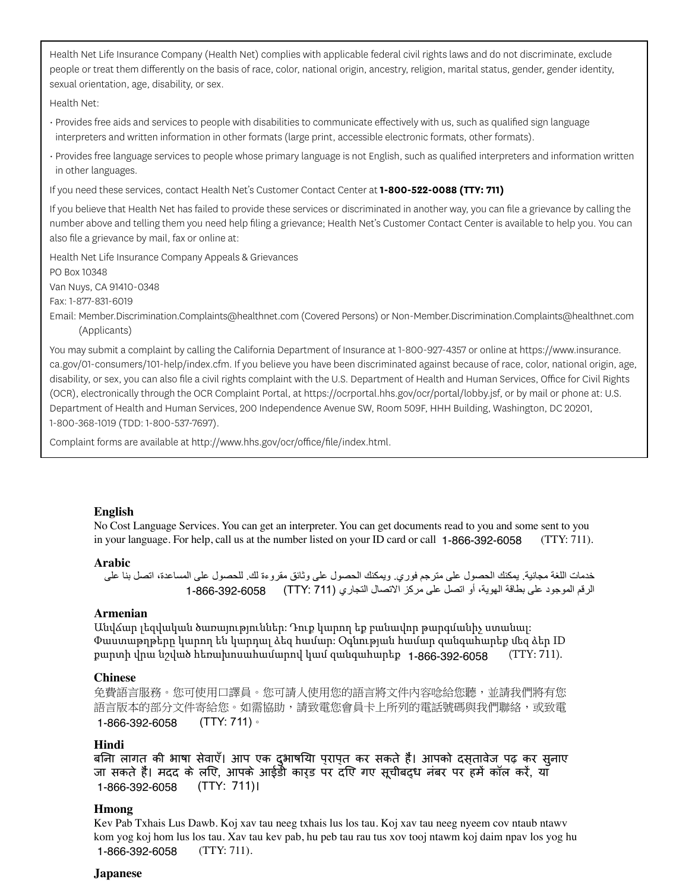Health Net Life Insurance Company (Health Net) complies with applicable federal civil rights laws and do not discriminate, exclude people or treat them differently on the basis of race, color, national origin, ancestry, religion, marital status, gender, gender identity, sexual orientation, age, disability, or sex.

Health Net:

- Provides free aids and services to people with disabilities to communicate effectively with us, such as qualified sign language interpreters and written information in other formats (large print, accessible electronic formats, other formats).
- Provides free language services to people whose primary language is not English, such as qualified interpreters and information written in other languages.

If you need these services, contact Health Net's Customer Contact Center at **1-800-522-0088 (TTY: 711)**

If you believe that Health Net has failed to provide these services or discriminated in another way, you can file a grievance by calling the number above and telling them you need help filing a grievance; Health Net's Customer Contact Center is available to help you. You can also file a grievance by mail, fax or online at:

Health Net Life Insurance Company Appeals & Grievances
PO Box 10348
Van Nuys, CA 91410-0348
Fax: 1-877-831-6019
Email: Member.Discrimination.Complaints@healthnet.com (Covered Persons) or Non-Member.Discrimination.Complaints@healthnet.com (Applicants)

You may submit a complaint by calling the California Department of Insurance at 1-800-927-4357 or online at https://www.insurance.ca.gov/01-consumers/101-help/index.cfm. If you believe you have been discriminated against because of race, color, national origin, age, disability, or sex, you can also file a civil rights complaint with the U.S. Department of Health and Human Services, Office for Civil Rights (OCR), electronically through the OCR Complaint Portal, at https://ocrportal.hhs.gov/ocr/portal/lobby.jsf, or by mail or phone at: U.S. Department of Health and Human Services, 200 Independence Avenue SW, Room 509F, HHH Building, Washington, DC 20201, 1-800-368-1019 (TDD: 1-800-537-7697).

Complaint forms are available at http://www.hhs.gov/ocr/office/file/index.html.

**English**

No Cost Language Services. You can get an interpreter. You can get documents read to you and some sent to you in your language. For help, call us at the number listed on your ID card or call 1-866-392-6058 (TTY: 711).

**Arabic**

خدمات اللغة مجانية. يمكنك الحصول على مترجم فوري. ويمكنك الحصول على وثائق مقروءة لك. للحصول على المساعدة، اتصل بنا على الرقم الموجود على بطاقة الهوية، أو اتصل على مركز الاتصال التجاري 1-866-392-6058 (TTY: 711)

**Armenian**

Անվճար լեզվական ծառայություններ: Դուք կարող եք բանավոր թարգմանիչ ստանալ: Փաստաթղթերը կարող են կարդալ ձեզ համար: Օգնության համար զանգահարեք մեզ ձեր ID քարտի վրա նշված հեռախոսահամարով կամ զանգահարեք 1-866-392-6058 (TTY: 711).

**Chinese**

免費語言服務。您可使用口譯員。您可請人使用您的語言將文件內容唸給您聽，並請我們將有您語言版本的部分文件寄給您。如需協助，請致電您會員卡上所列的電話號碼與我們聯絡，或致電 1-866-392-6058 (TTY: 711)。

**Hindi**

बिना लागत की भाषा सेवाएँ। आप एक दुभाषिया प्राप्त कर सकते हैं। आपको दस्तावेज पढ़ कर सुनाए जा सकते हैं। मदद के लिए, आपके आईडी कार्ड पर दिए गए सूचीबद्ध नंबर पर हमें कॉल करें, या 1-866-392-6058 (TTY: 711)।

**Hmong**

Kev Pab Txhais Lus Dawb. Koj xav tau neeg txhais lus los tau. Koj xav tau neeg nyeem cov ntaub ntawv kom yog koj hom lus los tau. Xav tau kev pab, hu peb tau rau tus xov tooj ntawm koj daim npav los yog hu 1-866-392-6058 (TTY: 711).

**Japanese**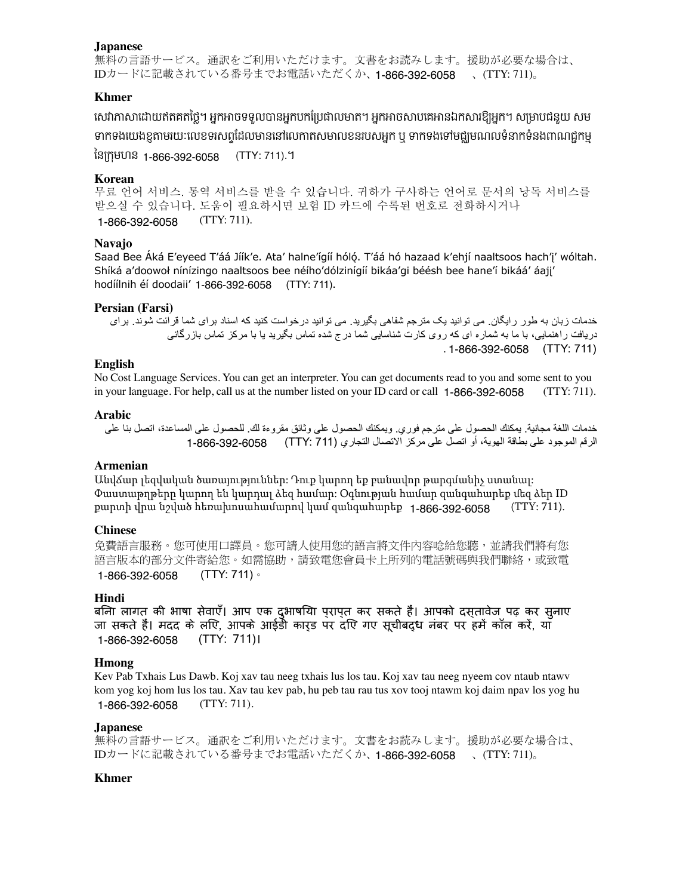**Japanese**

無料の言語サービス。通訳をご利用いただけます。文書をお読みします。援助が必要な場合は、IDカードに記載されている番号までお電話いただくか、1-866-392-6058 、(TTY: 711)。

**Khmer**

សេវាភាសាដោយឥតគិតថ្លៃ។ អ្នកអាចទទួលបានអ្នកបកប្រែផ្ទាល់មាត់។ អ្នកអាចស្តាប់គេអានឯកសារឱ្យអ្នក។ សម្រាប់ជំនួយ សូមទាក់ទងយើងខ្ញុំតាមរយៈលេខទូរស័ព្ទដែលមាននៅលើកាតសមាជិករបស់អ្នក ឬ ទាក់ទងទៅមជ្ឈមណ្ឌលទំនាក់ទំនងពាណិជ្ជកម្មនៃក្រុមហ៊ុន 1-866-392-6058 (TTY: 711).។

**Korean**

무료 언어 서비스. 통역 서비스를 받을 수 있습니다. 귀하가 구사하는 언어로 문서의 낭독 서비스를 받으실 수 있습니다. 도움이 필요하시면 보험 ID 카드에 수록된 번호로 전화하시거나 1-866-392-6058 (TTY: 711).

**Navajo**

Saad Bee Áká E'eyeed T'áá Jíík'e. Ata' halne'ígíí hóló. T'áá hó hazaad k'ehjí naaltsoos hach'į' wóltah. Shíká a'doowoł nínízingo naaltsoos bee néího'dólzinígíí bikáa'gi béésh bee hane'í bikáá' áajį' hodíílnih éí doodaii' 1-866-392-6058 (TTY: 711).

**Persian (Farsi)**

خدمات زبان به طور رایگان. می توانید یک مترجم شفاهی بگیرید. می توانید درخواست کنید که اسناد برای شما قرائت شوند. برای دریافت راهنمایی، با ما به شماره ای که روی کارت شناسایی شما درج شده تماس بگیرید یا با مرکز تماس بازرگانی 1-866-392-6058 (TTY: 711).

**English**

No Cost Language Services. You can get an interpreter. You can get documents read to you and some sent to you in your language. For help, call us at the number listed on your ID card or call 1-866-392-6058 (TTY: 711).

**Arabic**

خدمات اللغة مجانية. يمكنك الحصول على مترجم فوري. ويمكنك الحصول على وثائق مقروءة لك. للحصول على المساعدة، اتصل بنا على الرقم الموجود على بطاقة الهوية، أو اتصل على مركز الاتصال التجاري (TTY: 711) 1-866-392-6058

**Armenian**

Անվճար լեզվական ծառայություններ: Դուք կարող եք բանավոր թարգմանիչ ստանալ: Փաստաթղթերը կարող են կարդալ ձեզ համար: Օգնության համար զանգահարեք մեզ ձեր ID քարտի վրա նշված հեռախոսահամարով կամ զանգահարեք 1-866-392-6058 (TTY: 711).

**Chinese**

免費語言服務。您可使用口譯員。您可請人使用您的語言將文件內容唸給您聽，並請我們將有您語言版本的部分文件寄給您。如需協助，請致電您會員卡上所列的電話號碼與我們聯絡，或致電 1-866-392-6058 (TTY: 711)。

**Hindi**

बिना लागत की भाषा सेवाएँ। आप एक दुभाषिया प्राप्त कर सकते हैं। आपको दस्तावेज पढ़ कर सुनाए जा सकते हैं। मदद के लिए, आपके आईडी कार्ड पर दिए गए सूचीबद्ध नंबर पर हमें कॉल करें, या 1-866-392-6058 (TTY: 711)।

**Hmong**

Kev Pab Txhais Lus Dawb. Koj xav tau neeg txhais lus los tau. Koj xav tau neeg nyeem cov ntaub ntawv kom yog koj hom lus los tau. Xav tau kev pab, hu peb tau rau tus xov tooj ntawm koj daim npav los yog hu 1-866-392-6058 (TTY: 711).

**Japanese**

無料の言語サービス。通訳をご利用いただけます。文書をお読みします。援助が必要な場合は、IDカードに記載されている番号までお電話いただくか、1-866-392-6058 、(TTY: 711)。

**Khmer**